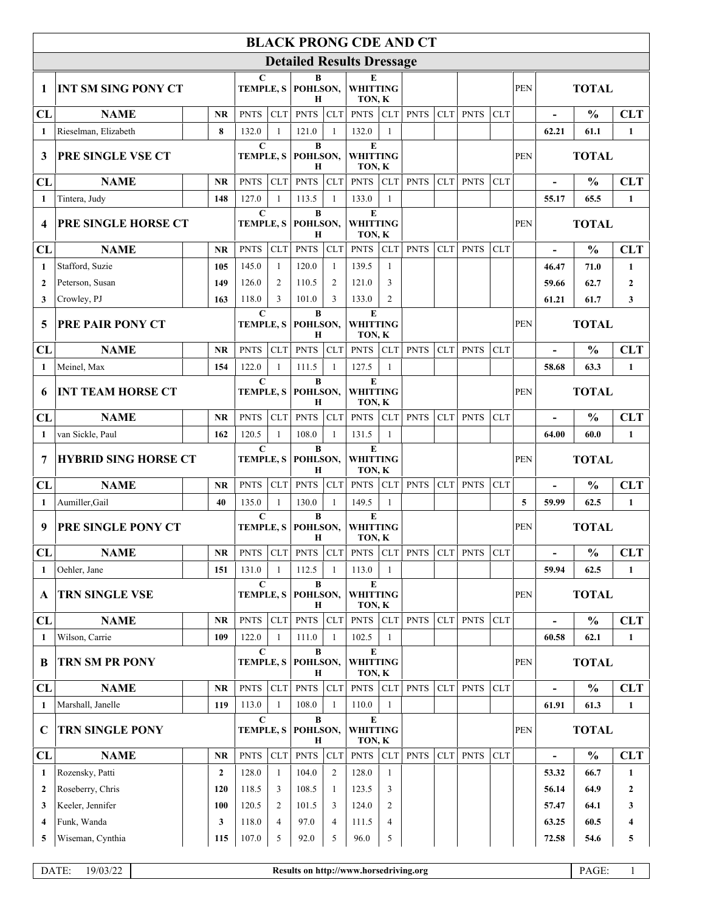# BLACK PRONG CDE AND CT

## Detailed Results Dressage

| 1 | INT SM SING PONY CT | | C TEMPLE, S | | B POHLSON, H | | E WHITTINGTON, K | | | | | | PEN | TOTAL | | |
|---|---|---|---|---|---|---|---|---|---|---|---|---|---|---|---|---|
| CL | NAME | NR | PNTS | CLT | PNTS | CLT | PNTS | CLT | PNTS | CLT | PNTS | CLT | | - | % | CLT |
| 1 | Rieselman, Elizabeth | 8 | 132.0 | 1 | 121.0 | 1 | 132.0 | 1 | | | | | | 62.21 | 61.1 | 1 |

| 3 | PRE SINGLE VSE CT | | C TEMPLE, S | | B POHLSON, H | | E WHITTINGTON, K | | | | | | PEN | TOTAL | | |
|---|---|---|---|---|---|---|---|---|---|---|---|---|---|---|---|---|
| CL | NAME | NR | PNTS | CLT | PNTS | CLT | PNTS | CLT | PNTS | CLT | PNTS | CLT | | - | % | CLT |
| 1 | Tintera, Judy | 148 | 127.0 | 1 | 113.5 | 1 | 133.0 | 1 | | | | | | 55.17 | 65.5 | 1 |

| 4 | PRE SINGLE HORSE CT | | C TEMPLE, S | | B POHLSON, H | | E WHITTINGTON, K | | | | | | PEN | TOTAL | | |
|---|---|---|---|---|---|---|---|---|---|---|---|---|---|---|---|---|
| CL | NAME | NR | PNTS | CLT | PNTS | CLT | PNTS | CLT | PNTS | CLT | PNTS | CLT | | - | % | CLT |
| 1 | Stafford, Suzie | 105 | 145.0 | 1 | 120.0 | 1 | 139.5 | 1 | | | | | | 46.47 | 71.0 | 1 |
| 2 | Peterson, Susan | 149 | 126.0 | 2 | 110.5 | 2 | 121.0 | 3 | | | | | | 59.66 | 62.7 | 2 |
| 3 | Crowley, PJ | 163 | 118.0 | 3 | 101.0 | 3 | 133.0 | 2 | | | | | | 61.21 | 61.7 | 3 |

| 5 | PRE PAIR PONY CT | | C TEMPLE, S | | B POHLSON, H | | E WHITTINGTON, K | | | | | | PEN | TOTAL | | |
|---|---|---|---|---|---|---|---|---|---|---|---|---|---|---|---|---|
| CL | NAME | NR | PNTS | CLT | PNTS | CLT | PNTS | CLT | PNTS | CLT | PNTS | CLT | | - | % | CLT |
| 1 | Meinel, Max | 154 | 122.0 | 1 | 111.5 | 1 | 127.5 | 1 | | | | | | 58.68 | 63.3 | 1 |

| 6 | INT TEAM HORSE CT | | C TEMPLE, S | | B POHLSON, H | | E WHITTINGTON, K | | | | | | PEN | TOTAL | | |
|---|---|---|---|---|---|---|---|---|---|---|---|---|---|---|---|---|
| CL | NAME | NR | PNTS | CLT | PNTS | CLT | PNTS | CLT | PNTS | CLT | PNTS | CLT | | - | % | CLT |
| 1 | van Sickle, Paul | 162 | 120.5 | 1 | 108.0 | 1 | 131.5 | 1 | | | | | | 64.00 | 60.0 | 1 |

| 7 | HYBRID SING HORSE CT | | C TEMPLE, S | | B POHLSON, H | | E WHITTINGTON, K | | | | | | PEN | TOTAL | | |
|---|---|---|---|---|---|---|---|---|---|---|---|---|---|---|---|---|
| CL | NAME | NR | PNTS | CLT | PNTS | CLT | PNTS | CLT | PNTS | CLT | PNTS | CLT | | - | % | CLT |
| 1 | Aumiller,Gail | 40 | 135.0 | 1 | 130.0 | 1 | 149.5 | 1 | | | | | 5 | 59.99 | 62.5 | 1 |

| 9 | PRE SINGLE PONY CT | | C TEMPLE, S | | B POHLSON, H | | E WHITTINGTON, K | | | | | | PEN | TOTAL | | |
|---|---|---|---|---|---|---|---|---|---|---|---|---|---|---|---|---|
| CL | NAME | NR | PNTS | CLT | PNTS | CLT | PNTS | CLT | PNTS | CLT | PNTS | CLT | | - | % | CLT |
| 1 | Oehler, Jane | 151 | 131.0 | 1 | 112.5 | 1 | 113.0 | 1 | | | | | | 59.94 | 62.5 | 1 |

| A | TRN SINGLE VSE | | C TEMPLE, S | | B POHLSON, H | | E WHITTINGTON, K | | | | | | PEN | TOTAL | | |
|---|---|---|---|---|---|---|---|---|---|---|---|---|---|---|---|---|
| CL | NAME | NR | PNTS | CLT | PNTS | CLT | PNTS | CLT | PNTS | CLT | PNTS | CLT | | - | % | CLT |
| 1 | Wilson, Carrie | 109 | 122.0 | 1 | 111.0 | 1 | 102.5 | 1 | | | | | | 60.58 | 62.1 | 1 |

| B | TRN SM PR PONY | | C TEMPLE, S | | B POHLSON, H | | E WHITTINGTON, K | | | | | | PEN | TOTAL | | |
|---|---|---|---|---|---|---|---|---|---|---|---|---|---|---|---|---|
| CL | NAME | NR | PNTS | CLT | PNTS | CLT | PNTS | CLT | PNTS | CLT | PNTS | CLT | | - | % | CLT |
| 1 | Marshall, Janelle | 119 | 113.0 | 1 | 108.0 | 1 | 110.0 | 1 | | | | | | 61.91 | 61.3 | 1 |

| C | TRN SINGLE PONY | | C TEMPLE, S | | B POHLSON, H | | E WHITTINGTON, K | | | | | | PEN | TOTAL | | |
|---|---|---|---|---|---|---|---|---|---|---|---|---|---|---|---|---|
| CL | NAME | NR | PNTS | CLT | PNTS | CLT | PNTS | CLT | PNTS | CLT | PNTS | CLT | | - | % | CLT |
| 1 | Rozensky, Patti | 2 | 128.0 | 1 | 104.0 | 2 | 128.0 | 1 | | | | | | 53.32 | 66.7 | 1 |
| 2 | Roseberry, Chris | 120 | 118.5 | 3 | 108.5 | 1 | 123.5 | 3 | | | | | | 56.14 | 64.9 | 2 |
| 3 | Keeler, Jennifer | 100 | 120.5 | 2 | 101.5 | 3 | 124.0 | 2 | | | | | | 57.47 | 64.1 | 3 |
| 4 | Funk, Wanda | 3 | 118.0 | 4 | 97.0 | 4 | 111.5 | 4 | | | | | | 63.25 | 60.5 | 4 |
| 5 | Wiseman, Cynthia | 115 | 107.0 | 5 | 92.0 | 5 | 96.0 | 5 | | | | | | 72.58 | 54.6 | 5 |

DATE: 19/03/22 — Results on http://www.horsedriving.org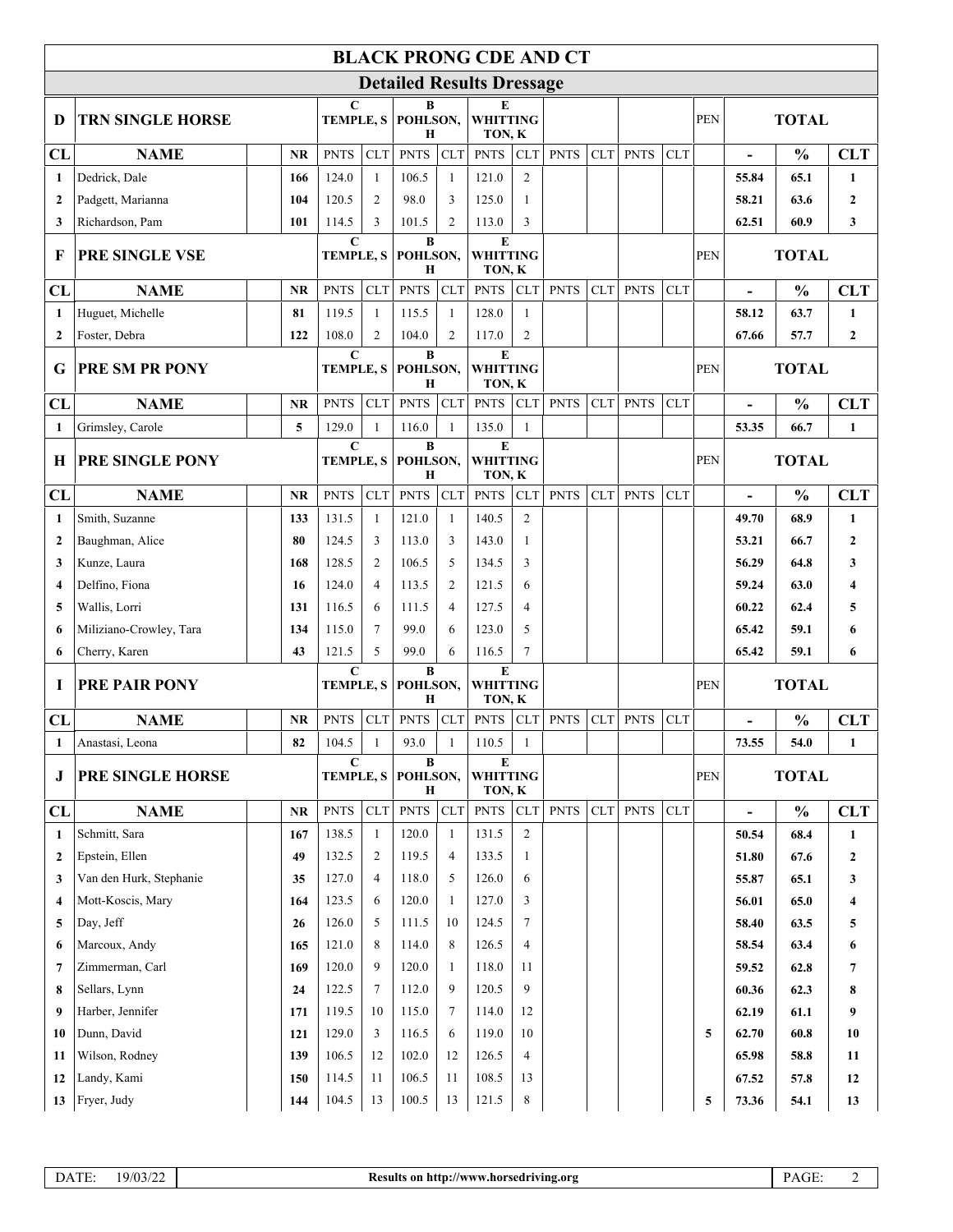# BLACK PRONG CDE AND CT

## Detailed Results Dressage

| D | TRN SINGLE HORSE | | C TEMPLE, S | | B POHLSON, H | | E WHITTINGTON, K | | | | | | PEN | TOTAL | | |
|---|---|---|---|---|---|---|---|---|---|---|---|---|---|---|---|---|
| CL | NAME | NR | PNTS | CLT | PNTS | CLT | PNTS | CLT | PNTS | CLT | PNTS | CLT | | - | % | CLT |
| 1 | Dedrick, Dale | 166 | 124.0 | 1 | 106.5 | 1 | 121.0 | 2 | | | | | | 55.84 | 65.1 | 1 |
| 2 | Padgett, Marianna | 104 | 120.5 | 2 | 98.0 | 3 | 125.0 | 1 | | | | | | 58.21 | 63.6 | 2 |
| 3 | Richardson, Pam | 101 | 114.5 | 3 | 101.5 | 2 | 113.0 | 3 | | | | | | 62.51 | 60.9 | 3 |

| F | PRE SINGLE VSE | | C TEMPLE, S | | B POHLSON, H | | E WHITTINGTON, K | | | | | | PEN | TOTAL | | |
|---|---|---|---|---|---|---|---|---|---|---|---|---|---|---|---|---|
| CL | NAME | NR | PNTS | CLT | PNTS | CLT | PNTS | CLT | PNTS | CLT | PNTS | CLT | | - | % | CLT |
| 1 | Huguet, Michelle | 81 | 119.5 | 1 | 115.5 | 1 | 128.0 | 1 | | | | | | 58.12 | 63.7 | 1 |
| 2 | Foster, Debra | 122 | 108.0 | 2 | 104.0 | 2 | 117.0 | 2 | | | | | | 67.66 | 57.7 | 2 |

| G | PRE SM PR PONY | | C TEMPLE, S | | B POHLSON, H | | E WHITTINGTON, K | | | | | | PEN | TOTAL | | |
|---|---|---|---|---|---|---|---|---|---|---|---|---|---|---|---|---|
| CL | NAME | NR | PNTS | CLT | PNTS | CLT | PNTS | CLT | PNTS | CLT | PNTS | CLT | | - | % | CLT |
| 1 | Grimsley, Carole | 5 | 129.0 | 1 | 116.0 | 1 | 135.0 | 1 | | | | | | 53.35 | 66.7 | 1 |

| H | PRE SINGLE PONY | | C TEMPLE, S | | B POHLSON, H | | E WHITTINGTON, K | | | | | | PEN | TOTAL | | |
|---|---|---|---|---|---|---|---|---|---|---|---|---|---|---|---|---|
| CL | NAME | NR | PNTS | CLT | PNTS | CLT | PNTS | CLT | PNTS | CLT | PNTS | CLT | | - | % | CLT |
| 1 | Smith, Suzanne | 133 | 131.5 | 1 | 121.0 | 1 | 140.5 | 2 | | | | | | 49.70 | 68.9 | 1 |
| 2 | Baughman, Alice | 80 | 124.5 | 3 | 113.0 | 3 | 143.0 | 1 | | | | | | 53.21 | 66.7 | 2 |
| 3 | Kunze, Laura | 168 | 128.5 | 2 | 106.5 | 5 | 134.5 | 3 | | | | | | 56.29 | 64.8 | 3 |
| 4 | Delfino, Fiona | 16 | 124.0 | 4 | 113.5 | 2 | 121.5 | 6 | | | | | | 59.24 | 63.0 | 4 |
| 5 | Wallis, Lorri | 131 | 116.5 | 6 | 111.5 | 4 | 127.5 | 4 | | | | | | 60.22 | 62.4 | 5 |
| 6 | Miliziano-Crowley, Tara | 134 | 115.0 | 7 | 99.0 | 6 | 123.0 | 5 | | | | | | 65.42 | 59.1 | 6 |
| 6 | Cherry, Karen | 43 | 121.5 | 5 | 99.0 | 6 | 116.5 | 7 | | | | | | 65.42 | 59.1 | 6 |

| I | PRE PAIR PONY | | C TEMPLE, S | | B POHLSON, H | | E WHITTINGTON, K | | | | | | PEN | TOTAL | | |
|---|---|---|---|---|---|---|---|---|---|---|---|---|---|---|---|---|
| CL | NAME | NR | PNTS | CLT | PNTS | CLT | PNTS | CLT | PNTS | CLT | PNTS | CLT | | - | % | CLT |
| 1 | Anastasi, Leona | 82 | 104.5 | 1 | 93.0 | 1 | 110.5 | 1 | | | | | | 73.55 | 54.0 | 1 |

| J | PRE SINGLE HORSE | | C TEMPLE, S | | B POHLSON, H | | E WHITTINGTON, K | | | | | | PEN | TOTAL | | |
|---|---|---|---|---|---|---|---|---|---|---|---|---|---|---|---|---|
| CL | NAME | NR | PNTS | CLT | PNTS | CLT | PNTS | CLT | PNTS | CLT | PNTS | CLT | | - | % | CLT |
| 1 | Schmitt, Sara | 167 | 138.5 | 1 | 120.0 | 1 | 131.5 | 2 | | | | | | 50.54 | 68.4 | 1 |
| 2 | Epstein, Ellen | 49 | 132.5 | 2 | 119.5 | 4 | 133.5 | 1 | | | | | | 51.80 | 67.6 | 2 |
| 3 | Van den Hurk, Stephanie | 35 | 127.0 | 4 | 118.0 | 5 | 126.0 | 6 | | | | | | 55.87 | 65.1 | 3 |
| 4 | Mott-Koscis, Mary | 164 | 123.5 | 6 | 120.0 | 1 | 127.0 | 3 | | | | | | 56.01 | 65.0 | 4 |
| 5 | Day, Jeff | 26 | 126.0 | 5 | 111.5 | 10 | 124.5 | 7 | | | | | | 58.40 | 63.5 | 5 |
| 6 | Marcoux, Andy | 165 | 121.0 | 8 | 114.0 | 8 | 126.5 | 4 | | | | | | 58.54 | 63.4 | 6 |
| 7 | Zimmerman, Carl | 169 | 120.0 | 9 | 120.0 | 1 | 118.0 | 11 | | | | | | 59.52 | 62.8 | 7 |
| 8 | Sellars, Lynn | 24 | 122.5 | 7 | 112.0 | 9 | 120.5 | 9 | | | | | | 60.36 | 62.3 | 8 |
| 9 | Harber, Jennifer | 171 | 119.5 | 10 | 115.0 | 7 | 114.0 | 12 | | | | | | 62.19 | 61.1 | 9 |
| 10 | Dunn, David | 121 | 129.0 | 3 | 116.5 | 6 | 119.0 | 10 | | | | | 5 | 62.70 | 60.8 | 10 |
| 11 | Wilson, Rodney | 139 | 106.5 | 12 | 102.0 | 12 | 126.5 | 4 | | | | | | 65.98 | 58.8 | 11 |
| 12 | Landy, Kami | 150 | 114.5 | 11 | 106.5 | 11 | 108.5 | 13 | | | | | | 67.52 | 57.8 | 12 |
| 13 | Fryer, Judy | 144 | 104.5 | 13 | 100.5 | 13 | 121.5 | 8 | | | | | 5 | 73.36 | 54.1 | 13 |

DATE: 19/03/22 — Results on http://www.horsedriving.org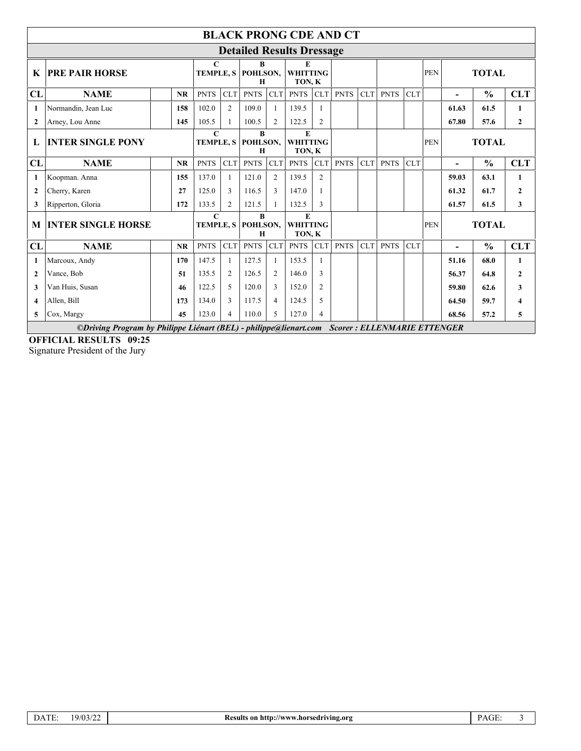# BLACK PRONG CDE AND CT

## Detailed Results Dressage

| K | PRE PAIR HORSE | | | C TEMPLE, S | | B POHLSON, H | | E WHITTINGTON, K | | | | | | PEN | TOTAL | | |
|---|---|---|---|---|---|---|---|---|---|---|---|---|---|---|---|---|---|
| **CL** | **NAME** | | **NR** | PNTS | CLT | PNTS | CLT | PNTS | CLT | PNTS | CLT | PNTS | CLT | | **-** | **%** | **CLT** |
| 1 | Normandin, Jean Luc | | **158** | 102.0 | 2 | 109.0 | 1 | 139.5 | 1 | | | | | | **61.63** | **61.5** | **1** |
| 2 | Arney, Lou Anne | | **145** | 105.5 | 1 | 100.5 | 2 | 122.5 | 2 | | | | | | **67.80** | **57.6** | **2** |

| L | INTER SINGLE PONY | | | C TEMPLE, S | | B POHLSON, H | | E WHITTINGTON, K | | | | | | PEN | TOTAL | | |
|---|---|---|---|---|---|---|---|---|---|---|---|---|---|---|---|---|---|
| **CL** | **NAME** | | **NR** | PNTS | CLT | PNTS | CLT | PNTS | CLT | PNTS | CLT | PNTS | CLT | | **-** | **%** | **CLT** |
| 1 | Koopman. Anna | | **155** | 137.0 | 1 | 121.0 | 2 | 139.5 | 2 | | | | | | **59.03** | **63.1** | **1** |
| 2 | Cherry, Karen | | **27** | 125.0 | 3 | 116.5 | 3 | 147.0 | 1 | | | | | | **61.32** | **61.7** | **2** |
| 3 | Ripperton, Gloria | | **172** | 133.5 | 2 | 121.5 | 1 | 132.5 | 3 | | | | | | **61.57** | **61.5** | **3** |

| M | INTER SINGLE HORSE | | | C TEMPLE, S | | B POHLSON, H | | E WHITTINGTON, K | | | | | | PEN | TOTAL | | |
|---|---|---|---|---|---|---|---|---|---|---|---|---|---|---|---|---|---|
| **CL** | **NAME** | | **NR** | PNTS | CLT | PNTS | CLT | PNTS | CLT | PNTS | CLT | PNTS | CLT | | **-** | **%** | **CLT** |
| 1 | Marcoux, Andy | | **170** | 147.5 | 1 | 127.5 | 1 | 153.5 | 1 | | | | | | **51.16** | **68.0** | **1** |
| 2 | Vance, Bob | | **51** | 135.5 | 2 | 126.5 | 2 | 146.0 | 3 | | | | | | **56.37** | **64.8** | **2** |
| 3 | Van Huis, Susan | | **46** | 122.5 | 5 | 120.0 | 3 | 152.0 | 2 | | | | | | **59.80** | **62.6** | **3** |
| 4 | Allen, Bill | | **173** | 134.0 | 3 | 117.5 | 4 | 124.5 | 5 | | | | | | **64.50** | **59.7** | **4** |
| 5 | Cox, Margy | | **45** | 123.0 | 4 | 110.0 | 5 | 127.0 | 4 | | | | | | **68.56** | **57.2** | **5** |

*©Driving Program by Philippe Liénart (BEL) - philippe@lienart.com Scorer : ELLENMARIE ETTENGER*

**OFFICIAL RESULTS 09:25**

Signature President of the Jury

DATE: 19/03/22 | **Results on http://www.horsedriving.org**